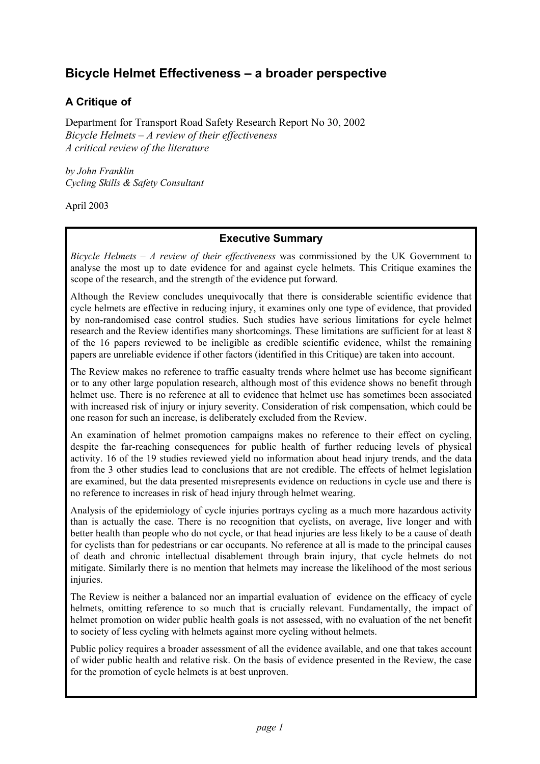# Bicycle Helmet Effectiveness – a broader perspective

## A Critique of

Department for Transport Road Safety Research Report No 30, 2002
*Bicycle Helmets – A review of their effectiveness*
*A critical review of the literature*

*by John Franklin*
*Cycling Skills & Safety Consultant*

April 2003

### Executive Summary

*Bicycle Helmets – A review of their effectiveness* was commissioned by the UK Government to analyse the most up to date evidence for and against cycle helmets. This Critique examines the scope of the research, and the strength of the evidence put forward.

Although the Review concludes unequivocally that there is considerable scientific evidence that cycle helmets are effective in reducing injury, it examines only one type of evidence, that provided by non-randomised case control studies. Such studies have serious limitations for cycle helmet research and the Review identifies many shortcomings. These limitations are sufficient for at least 8 of the 16 papers reviewed to be ineligible as credible scientific evidence, whilst the remaining papers are unreliable evidence if other factors (identified in this Critique) are taken into account.

The Review makes no reference to traffic casualty trends where helmet use has become significant or to any other large population research, although most of this evidence shows no benefit through helmet use. There is no reference at all to evidence that helmet use has sometimes been associated with increased risk of injury or injury severity. Consideration of risk compensation, which could be one reason for such an increase, is deliberately excluded from the Review.

An examination of helmet promotion campaigns makes no reference to their effect on cycling, despite the far-reaching consequences for public health of further reducing levels of physical activity. 16 of the 19 studies reviewed yield no information about head injury trends, and the data from the 3 other studies lead to conclusions that are not credible. The effects of helmet legislation are examined, but the data presented misrepresents evidence on reductions in cycle use and there is no reference to increases in risk of head injury through helmet wearing.

Analysis of the epidemiology of cycle injuries portrays cycling as a much more hazardous activity than is actually the case. There is no recognition that cyclists, on average, live longer and with better health than people who do not cycle, or that head injuries are less likely to be a cause of death for cyclists than for pedestrians or car occupants. No reference at all is made to the principal causes of death and chronic intellectual disablement through brain injury, that cycle helmets do not mitigate. Similarly there is no mention that helmets may increase the likelihood of the most serious injuries.

The Review is neither a balanced nor an impartial evaluation of evidence on the efficacy of cycle helmets, omitting reference to so much that is crucially relevant. Fundamentally, the impact of helmet promotion on wider public health goals is not assessed, with no evaluation of the net benefit to society of less cycling with helmets against more cycling without helmets.

Public policy requires a broader assessment of all the evidence available, and one that takes account of wider public health and relative risk. On the basis of evidence presented in the Review, the case for the promotion of cycle helmets is at best unproven.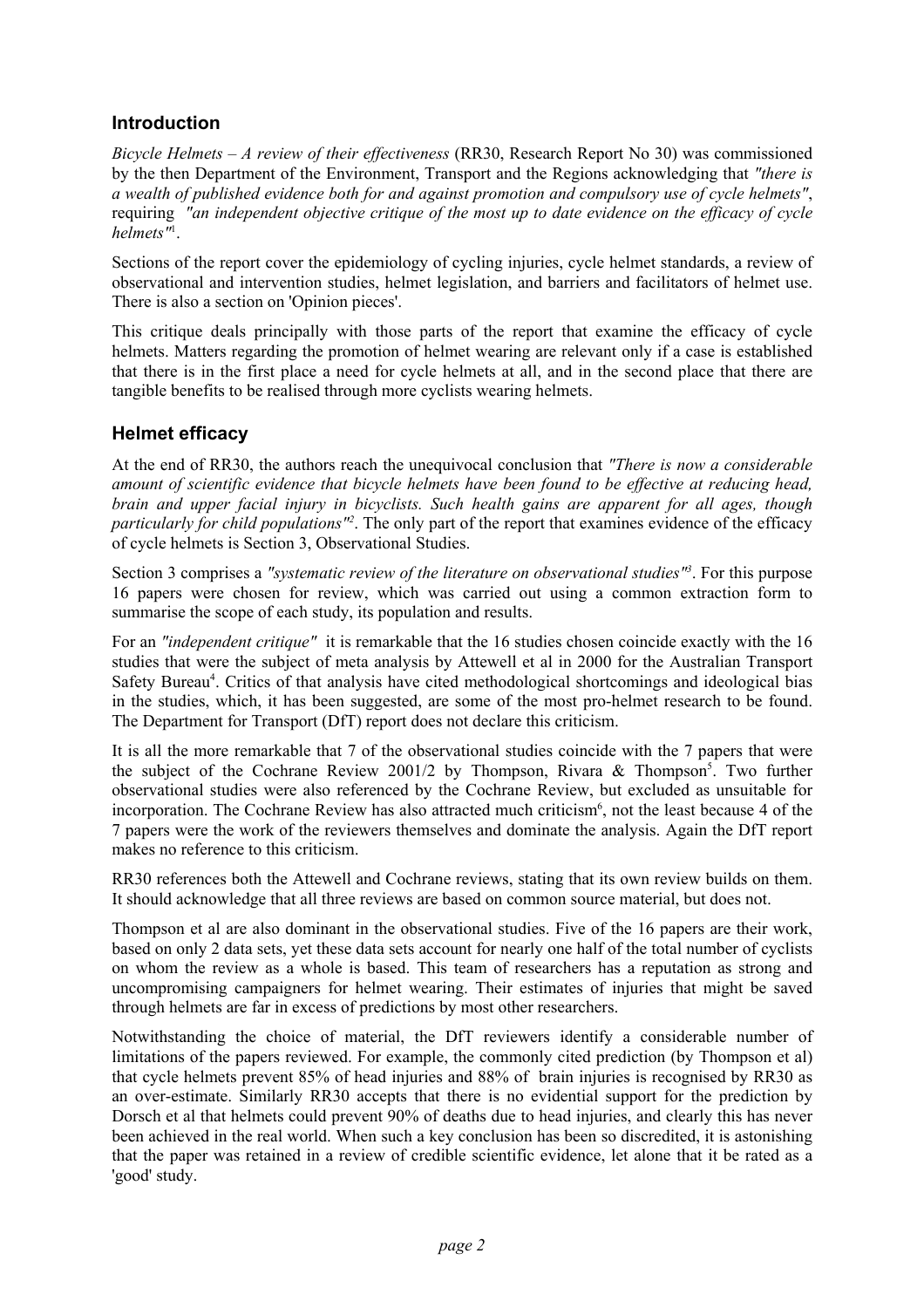## Introduction

*Bicycle Helmets – A review of their effectiveness* (RR30, Research Report No 30) was commissioned by the then Department of the Environment, Transport and the Regions acknowledging that *"there is a wealth of published evidence both for and against promotion and compulsory use of cycle helmets"*, requiring *"an independent objective critique of the most up to date evidence on the efficacy of cycle helmets"*[1].

Sections of the report cover the epidemiology of cycling injuries, cycle helmet standards, a review of observational and intervention studies, helmet legislation, and barriers and facilitators of helmet use. There is also a section on 'Opinion pieces'.

This critique deals principally with those parts of the report that examine the efficacy of cycle helmets. Matters regarding the promotion of helmet wearing are relevant only if a case is established that there is in the first place a need for cycle helmets at all, and in the second place that there are tangible benefits to be realised through more cyclists wearing helmets.

## Helmet efficacy

At the end of RR30, the authors reach the unequivocal conclusion that *"There is now a considerable amount of scientific evidence that bicycle helmets have been found to be effective at reducing head, brain and upper facial injury in bicyclists. Such health gains are apparent for all ages, though particularly for child populations"*[2]. The only part of the report that examines evidence of the efficacy of cycle helmets is Section 3, Observational Studies.

Section 3 comprises a *"systematic review of the literature on observational studies"*[3]. For this purpose 16 papers were chosen for review, which was carried out using a common extraction form to summarise the scope of each study, its population and results.

For an *"independent critique"* it is remarkable that the 16 studies chosen coincide exactly with the 16 studies that were the subject of meta analysis by Attewell et al in 2000 for the Australian Transport Safety Bureau[4]. Critics of that analysis have cited methodological shortcomings and ideological bias in the studies, which, it has been suggested, are some of the most pro-helmet research to be found. The Department for Transport (DfT) report does not declare this criticism.

It is all the more remarkable that 7 of the observational studies coincide with the 7 papers that were the subject of the Cochrane Review 2001/2 by Thompson, Rivara & Thompson[5]. Two further observational studies were also referenced by the Cochrane Review, but excluded as unsuitable for incorporation. The Cochrane Review has also attracted much criticism[6], not the least because 4 of the 7 papers were the work of the reviewers themselves and dominate the analysis. Again the DfT report makes no reference to this criticism.

RR30 references both the Attewell and Cochrane reviews, stating that its own review builds on them. It should acknowledge that all three reviews are based on common source material, but does not.

Thompson et al are also dominant in the observational studies. Five of the 16 papers are their work, based on only 2 data sets, yet these data sets account for nearly one half of the total number of cyclists on whom the review as a whole is based. This team of researchers has a reputation as strong and uncompromising campaigners for helmet wearing. Their estimates of injuries that might be saved through helmets are far in excess of predictions by most other researchers.

Notwithstanding the choice of material, the DfT reviewers identify a considerable number of limitations of the papers reviewed. For example, the commonly cited prediction (by Thompson et al) that cycle helmets prevent 85% of head injuries and 88% of brain injuries is recognised by RR30 as an over-estimate. Similarly RR30 accepts that there is no evidential support for the prediction by Dorsch et al that helmets could prevent 90% of deaths due to head injuries, and clearly this has never been achieved in the real world. When such a key conclusion has been so discredited, it is astonishing that the paper was retained in a review of credible scientific evidence, let alone that it be rated as a 'good' study.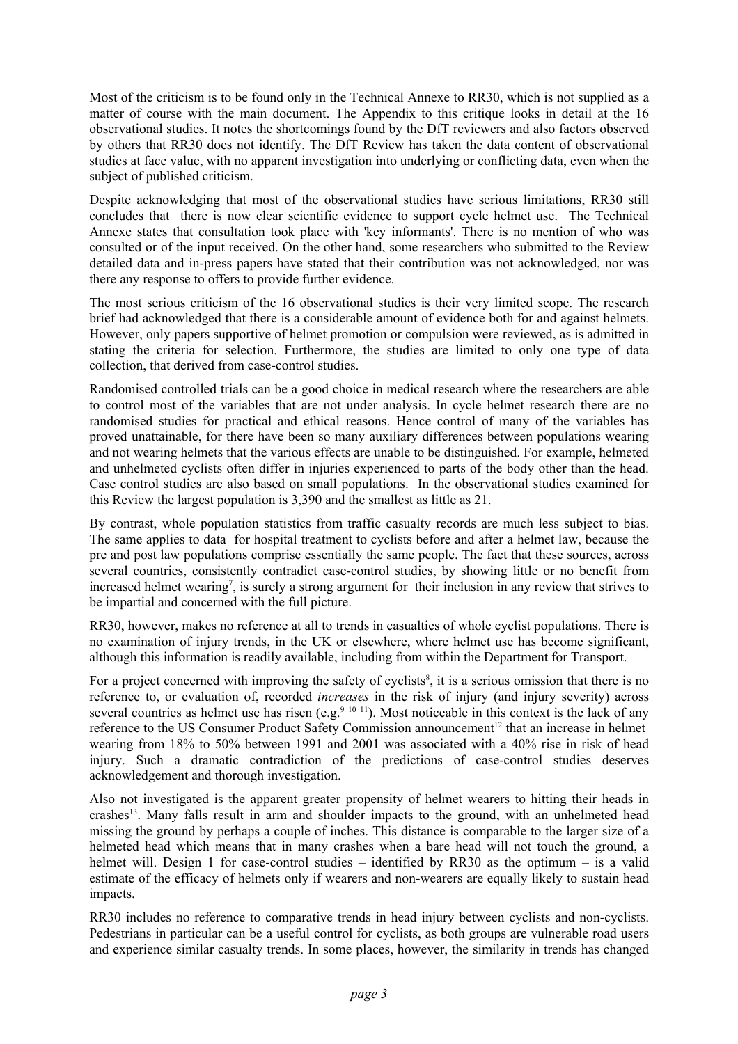Most of the criticism is to be found only in the Technical Annexe to RR30, which is not supplied as a matter of course with the main document. The Appendix to this critique looks in detail at the 16 observational studies. It notes the shortcomings found by the DfT reviewers and also factors observed by others that RR30 does not identify. The DfT Review has taken the data content of observational studies at face value, with no apparent investigation into underlying or conflicting data, even when the subject of published criticism.

Despite acknowledging that most of the observational studies have serious limitations, RR30 still concludes that there is now clear scientific evidence to support cycle helmet use. The Technical Annexe states that consultation took place with 'key informants'. There is no mention of who was consulted or of the input received. On the other hand, some researchers who submitted to the Review detailed data and in-press papers have stated that their contribution was not acknowledged, nor was there any response to offers to provide further evidence.

The most serious criticism of the 16 observational studies is their very limited scope. The research brief had acknowledged that there is a considerable amount of evidence both for and against helmets. However, only papers supportive of helmet promotion or compulsion were reviewed, as is admitted in stating the criteria for selection. Furthermore, the studies are limited to only one type of data collection, that derived from case-control studies.

Randomised controlled trials can be a good choice in medical research where the researchers are able to control most of the variables that are not under analysis. In cycle helmet research there are no randomised studies for practical and ethical reasons. Hence control of many of the variables has proved unattainable, for there have been so many auxiliary differences between populations wearing and not wearing helmets that the various effects are unable to be distinguished. For example, helmeted and unhelmeted cyclists often differ in injuries experienced to parts of the body other than the head. Case control studies are also based on small populations. In the observational studies examined for this Review the largest population is 3,390 and the smallest as little as 21.

By contrast, whole population statistics from traffic casualty records are much less subject to bias. The same applies to data for hospital treatment to cyclists before and after a helmet law, because the pre and post law populations comprise essentially the same people. The fact that these sources, across several countries, consistently contradict case-control studies, by showing little or no benefit from increased helmet wearing[7], is surely a strong argument for their inclusion in any review that strives to be impartial and concerned with the full picture.

RR30, however, makes no reference at all to trends in casualties of whole cyclist populations. There is no examination of injury trends, in the UK or elsewhere, where helmet use has become significant, although this information is readily available, including from within the Department for Transport.

For a project concerned with improving the safety of cyclists[8], it is a serious omission that there is no reference to, or evaluation of, recorded *increases* in the risk of injury (and injury severity) across several countries as helmet use has risen (e.g.[9 10 11]). Most noticeable in this context is the lack of any reference to the US Consumer Product Safety Commission announcement[12] that an increase in helmet wearing from 18% to 50% between 1991 and 2001 was associated with a 40% rise in risk of head injury. Such a dramatic contradiction of the predictions of case-control studies deserves acknowledgement and thorough investigation.

Also not investigated is the apparent greater propensity of helmet wearers to hitting their heads in crashes[13]. Many falls result in arm and shoulder impacts to the ground, with an unhelmeted head missing the ground by perhaps a couple of inches. This distance is comparable to the larger size of a helmeted head which means that in many crashes when a bare head will not touch the ground, a helmet will. Design 1 for case-control studies – identified by RR30 as the optimum – is a valid estimate of the efficacy of helmets only if wearers and non-wearers are equally likely to sustain head impacts.

RR30 includes no reference to comparative trends in head injury between cyclists and non-cyclists. Pedestrians in particular can be a useful control for cyclists, as both groups are vulnerable road users and experience similar casualty trends. In some places, however, the similarity in trends has changed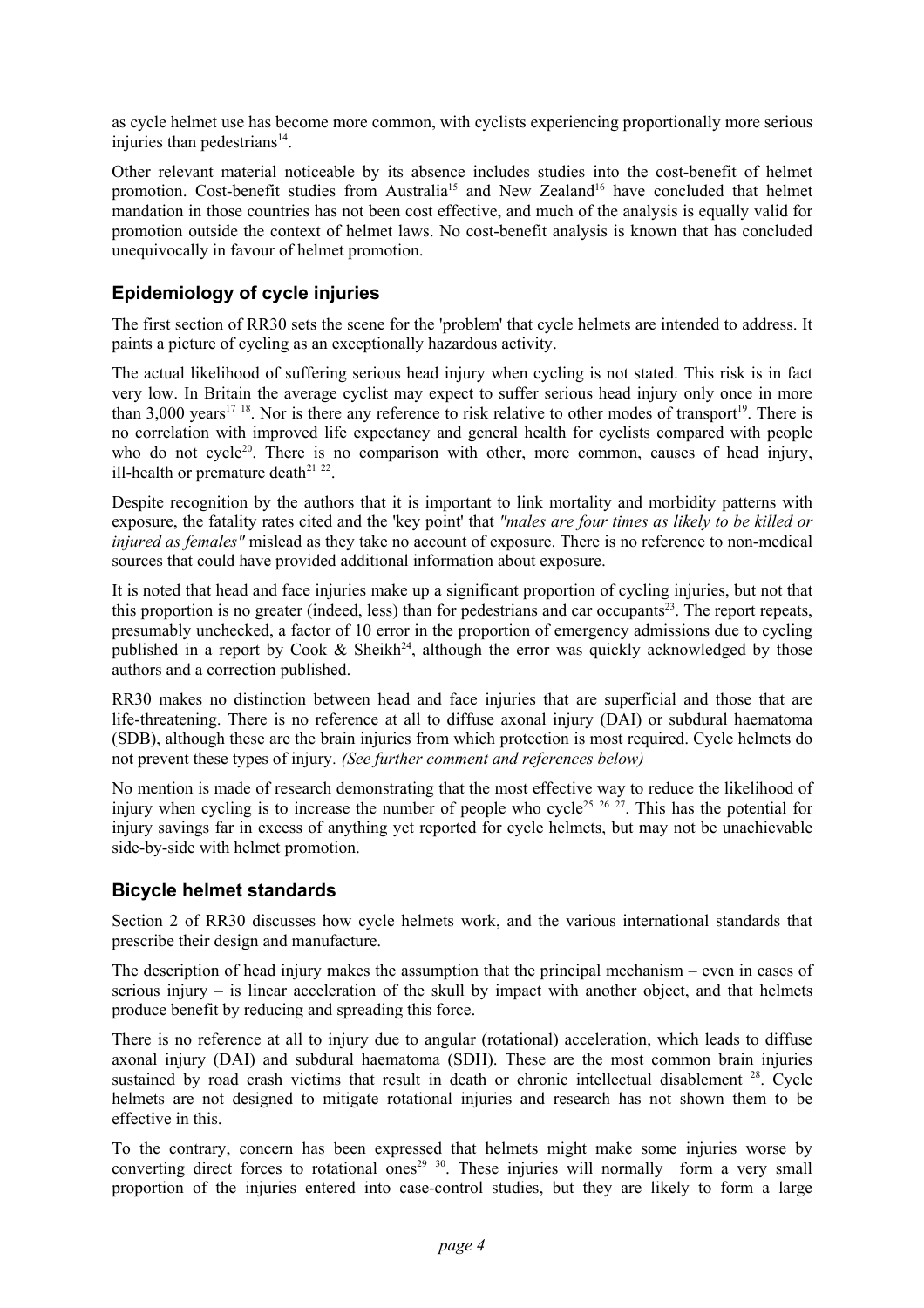as cycle helmet use has become more common, with cyclists experiencing proportionally more serious injuries than pedestrians[14].

Other relevant material noticeable by its absence includes studies into the cost-benefit of helmet promotion. Cost-benefit studies from Australia[15] and New Zealand[16] have concluded that helmet mandation in those countries has not been cost effective, and much of the analysis is equally valid for promotion outside the context of helmet laws. No cost-benefit analysis is known that has concluded unequivocally in favour of helmet promotion.

## Epidemiology of cycle injuries

The first section of RR30 sets the scene for the 'problem' that cycle helmets are intended to address. It paints a picture of cycling as an exceptionally hazardous activity.

The actual likelihood of suffering serious head injury when cycling is not stated. This risk is in fact very low. In Britain the average cyclist may expect to suffer serious head injury only once in more than 3,000 years[17,18]. Nor is there any reference to risk relative to other modes of transport[19]. There is no correlation with improved life expectancy and general health for cyclists compared with people who do not cycle[20]. There is no comparison with other, more common, causes of head injury, ill-health or premature death[21,22].

Despite recognition by the authors that it is important to link mortality and morbidity patterns with exposure, the fatality rates cited and the 'key point' that *"males are four times as likely to be killed or injured as females"* mislead as they take no account of exposure. There is no reference to non-medical sources that could have provided additional information about exposure.

It is noted that head and face injuries make up a significant proportion of cycling injuries, but not that this proportion is no greater (indeed, less) than for pedestrians and car occupants[23]. The report repeats, presumably unchecked, a factor of 10 error in the proportion of emergency admissions due to cycling published in a report by Cook & Sheikh[24], although the error was quickly acknowledged by those authors and a correction published.

RR30 makes no distinction between head and face injuries that are superficial and those that are life-threatening. There is no reference at all to diffuse axonal injury (DAI) or subdural haematoma (SDB), although these are the brain injuries from which protection is most required. Cycle helmets do not prevent these types of injury. *(See further comment and references below)*

No mention is made of research demonstrating that the most effective way to reduce the likelihood of injury when cycling is to increase the number of people who cycle[25,26,27]. This has the potential for injury savings far in excess of anything yet reported for cycle helmets, but may not be unachievable side-by-side with helmet promotion.

## Bicycle helmet standards

Section 2 of RR30 discusses how cycle helmets work, and the various international standards that prescribe their design and manufacture.

The description of head injury makes the assumption that the principal mechanism – even in cases of serious injury – is linear acceleration of the skull by impact with another object, and that helmets produce benefit by reducing and spreading this force.

There is no reference at all to injury due to angular (rotational) acceleration, which leads to diffuse axonal injury (DAI) and subdural haematoma (SDH). These are the most common brain injuries sustained by road crash victims that result in death or chronic intellectual disablement [28]. Cycle helmets are not designed to mitigate rotational injuries and research has not shown them to be effective in this.

To the contrary, concern has been expressed that helmets might make some injuries worse by converting direct forces to rotational ones[29,30]. These injuries will normally form a very small proportion of the injuries entered into case-control studies, but they are likely to form a large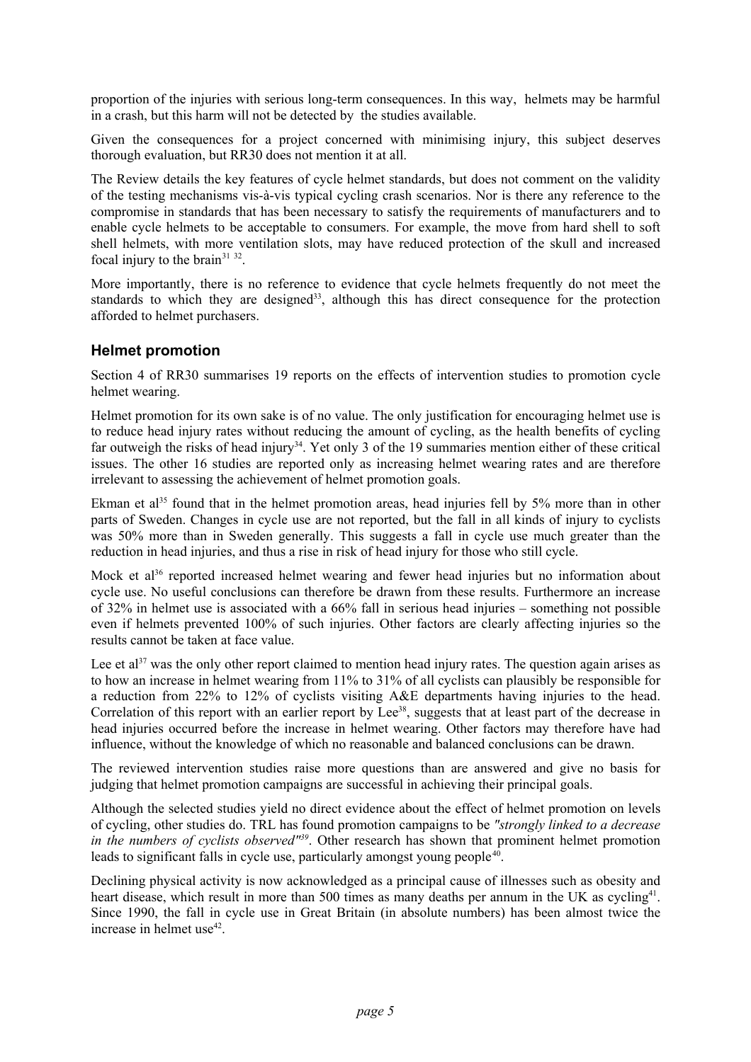proportion of the injuries with serious long-term consequences. In this way, helmets may be harmful in a crash, but this harm will not be detected by the studies available.

Given the consequences for a project concerned with minimising injury, this subject deserves thorough evaluation, but RR30 does not mention it at all.

The Review details the key features of cycle helmet standards, but does not comment on the validity of the testing mechanisms vis-à-vis typical cycling crash scenarios. Nor is there any reference to the compromise in standards that has been necessary to satisfy the requirements of manufacturers and to enable cycle helmets to be acceptable to consumers. For example, the move from hard shell to soft shell helmets, with more ventilation slots, may have reduced protection of the skull and increased focal injury to the brain[31 32].

More importantly, there is no reference to evidence that cycle helmets frequently do not meet the standards to which they are designed[33], although this has direct consequence for the protection afforded to helmet purchasers.

## Helmet promotion

Section 4 of RR30 summarises 19 reports on the effects of intervention studies to promotion cycle helmet wearing.

Helmet promotion for its own sake is of no value. The only justification for encouraging helmet use is to reduce head injury rates without reducing the amount of cycling, as the health benefits of cycling far outweigh the risks of head injury[34]. Yet only 3 of the 19 summaries mention either of these critical issues. The other 16 studies are reported only as increasing helmet wearing rates and are therefore irrelevant to assessing the achievement of helmet promotion goals.

Ekman et al[35] found that in the helmet promotion areas, head injuries fell by 5% more than in other parts of Sweden. Changes in cycle use are not reported, but the fall in all kinds of injury to cyclists was 50% more than in Sweden generally. This suggests a fall in cycle use much greater than the reduction in head injuries, and thus a rise in risk of head injury for those who still cycle.

Mock et al[36] reported increased helmet wearing and fewer head injuries but no information about cycle use. No useful conclusions can therefore be drawn from these results. Furthermore an increase of 32% in helmet use is associated with a 66% fall in serious head injuries – something not possible even if helmets prevented 100% of such injuries. Other factors are clearly affecting injuries so the results cannot be taken at face value.

Lee et al[37] was the only other report claimed to mention head injury rates. The question again arises as to how an increase in helmet wearing from 11% to 31% of all cyclists can plausibly be responsible for a reduction from 22% to 12% of cyclists visiting A&E departments having injuries to the head. Correlation of this report with an earlier report by Lee[38], suggests that at least part of the decrease in head injuries occurred before the increase in helmet wearing. Other factors may therefore have had influence, without the knowledge of which no reasonable and balanced conclusions can be drawn.

The reviewed intervention studies raise more questions than are answered and give no basis for judging that helmet promotion campaigns are successful in achieving their principal goals.

Although the selected studies yield no direct evidence about the effect of helmet promotion on levels of cycling, other studies do. TRL has found promotion campaigns to be *"strongly linked to a decrease in the numbers of cyclists observed"*[39]. Other research has shown that prominent helmet promotion leads to significant falls in cycle use, particularly amongst young people[40].

Declining physical activity is now acknowledged as a principal cause of illnesses such as obesity and heart disease, which result in more than 500 times as many deaths per annum in the UK as cycling[41]. Since 1990, the fall in cycle use in Great Britain (in absolute numbers) has been almost twice the increase in helmet use[42].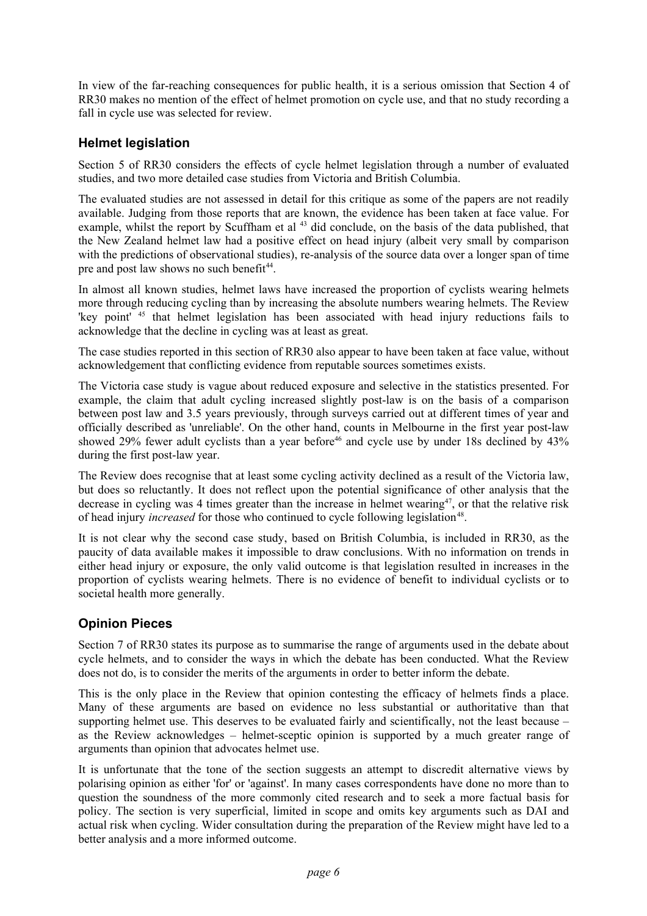In view of the far-reaching consequences for public health, it is a serious omission that Section 4 of RR30 makes no mention of the effect of helmet promotion on cycle use, and that no study recording a fall in cycle use was selected for review.

## Helmet legislation

Section 5 of RR30 considers the effects of cycle helmet legislation through a number of evaluated studies, and two more detailed case studies from Victoria and British Columbia.

The evaluated studies are not assessed in detail for this critique as some of the papers are not readily available. Judging from those reports that are known, the evidence has been taken at face value. For example, whilst the report by Scuffham et al [43] did conclude, on the basis of the data published, that the New Zealand helmet law had a positive effect on head injury (albeit very small by comparison with the predictions of observational studies), re-analysis of the source data over a longer span of time pre and post law shows no such benefit[44].

In almost all known studies, helmet laws have increased the proportion of cyclists wearing helmets more through reducing cycling than by increasing the absolute numbers wearing helmets. The Review 'key point' [45] that helmet legislation has been associated with head injury reductions fails to acknowledge that the decline in cycling was at least as great.

The case studies reported in this section of RR30 also appear to have been taken at face value, without acknowledgement that conflicting evidence from reputable sources sometimes exists.

The Victoria case study is vague about reduced exposure and selective in the statistics presented. For example, the claim that adult cycling increased slightly post-law is on the basis of a comparison between post law and 3.5 years previously, through surveys carried out at different times of year and officially described as 'unreliable'. On the other hand, counts in Melbourne in the first year post-law showed 29% fewer adult cyclists than a year before[46] and cycle use by under 18s declined by 43% during the first post-law year.

The Review does recognise that at least some cycling activity declined as a result of the Victoria law, but does so reluctantly. It does not reflect upon the potential significance of other analysis that the decrease in cycling was 4 times greater than the increase in helmet wearing[47], or that the relative risk of head injury *increased* for those who continued to cycle following legislation[48].

It is not clear why the second case study, based on British Columbia, is included in RR30, as the paucity of data available makes it impossible to draw conclusions. With no information on trends in either head injury or exposure, the only valid outcome is that legislation resulted in increases in the proportion of cyclists wearing helmets. There is no evidence of benefit to individual cyclists or to societal health more generally.

## Opinion Pieces

Section 7 of RR30 states its purpose as to summarise the range of arguments used in the debate about cycle helmets, and to consider the ways in which the debate has been conducted. What the Review does not do, is to consider the merits of the arguments in order to better inform the debate.

This is the only place in the Review that opinion contesting the efficacy of helmets finds a place. Many of these arguments are based on evidence no less substantial or authoritative than that supporting helmet use. This deserves to be evaluated fairly and scientifically, not the least because – as the Review acknowledges – helmet-sceptic opinion is supported by a much greater range of arguments than opinion that advocates helmet use.

It is unfortunate that the tone of the section suggests an attempt to discredit alternative views by polarising opinion as either 'for' or 'against'. In many cases correspondents have done no more than to question the soundness of the more commonly cited research and to seek a more factual basis for policy. The section is very superficial, limited in scope and omits key arguments such as DAI and actual risk when cycling. Wider consultation during the preparation of the Review might have led to a better analysis and a more informed outcome.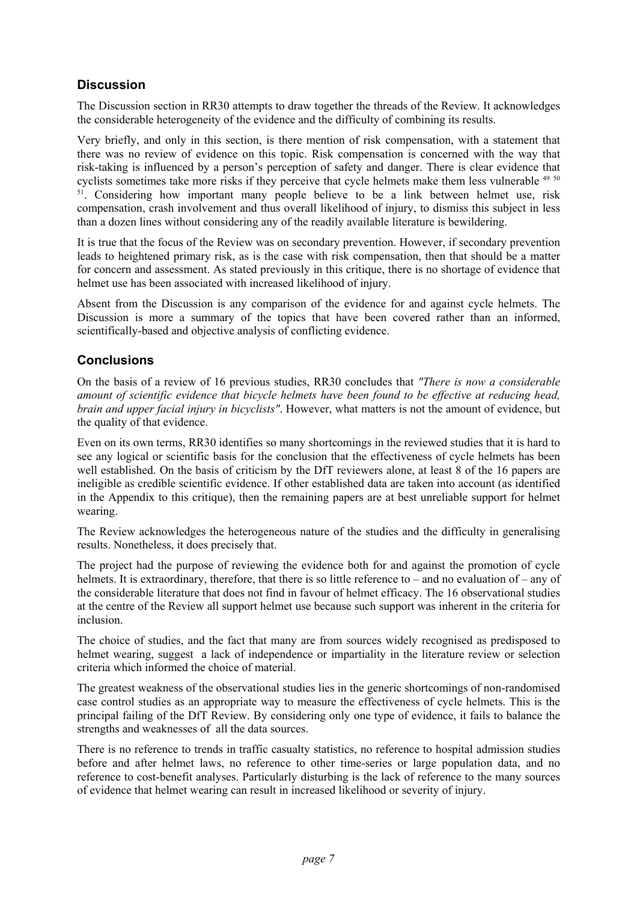## Discussion

The Discussion section in RR30 attempts to draw together the threads of the Review. It acknowledges the considerable heterogeneity of the evidence and the difficulty of combining its results.

Very briefly, and only in this section, is there mention of risk compensation, with a statement that there was no review of evidence on this topic. Risk compensation is concerned with the way that risk-taking is influenced by a person's perception of safety and danger. There is clear evidence that cyclists sometimes take more risks if they perceive that cycle helmets make them less vulnerable [49] [50] [51]. Considering how important many people believe to be a link between helmet use, risk compensation, crash involvement and thus overall likelihood of injury, to dismiss this subject in less than a dozen lines without considering any of the readily available literature is bewildering.

It is true that the focus of the Review was on secondary prevention. However, if secondary prevention leads to heightened primary risk, as is the case with risk compensation, then that should be a matter for concern and assessment. As stated previously in this critique, there is no shortage of evidence that helmet use has been associated with increased likelihood of injury.

Absent from the Discussion is any comparison of the evidence for and against cycle helmets. The Discussion is more a summary of the topics that have been covered rather than an informed, scientifically-based and objective analysis of conflicting evidence.

## Conclusions

On the basis of a review of 16 previous studies, RR30 concludes that *"There is now a considerable amount of scientific evidence that bicycle helmets have been found to be effective at reducing head, brain and upper facial injury in bicyclists"*. However, what matters is not the amount of evidence, but the quality of that evidence.

Even on its own terms, RR30 identifies so many shortcomings in the reviewed studies that it is hard to see any logical or scientific basis for the conclusion that the effectiveness of cycle helmets has been well established. On the basis of criticism by the DfT reviewers alone, at least 8 of the 16 papers are ineligible as credible scientific evidence. If other established data are taken into account (as identified in the Appendix to this critique), then the remaining papers are at best unreliable support for helmet wearing.

The Review acknowledges the heterogeneous nature of the studies and the difficulty in generalising results. Nonetheless, it does precisely that.

The project had the purpose of reviewing the evidence both for and against the promotion of cycle helmets. It is extraordinary, therefore, that there is so little reference to – and no evaluation of – any of the considerable literature that does not find in favour of helmet efficacy. The 16 observational studies at the centre of the Review all support helmet use because such support was inherent in the criteria for inclusion.

The choice of studies, and the fact that many are from sources widely recognised as predisposed to helmet wearing, suggest a lack of independence or impartiality in the literature review or selection criteria which informed the choice of material.

The greatest weakness of the observational studies lies in the generic shortcomings of non-randomised case control studies as an appropriate way to measure the effectiveness of cycle helmets. This is the principal failing of the DfT Review. By considering only one type of evidence, it fails to balance the strengths and weaknesses of all the data sources.

There is no reference to trends in traffic casualty statistics, no reference to hospital admission studies before and after helmet laws, no reference to other time-series or large population data, and no reference to cost-benefit analyses. Particularly disturbing is the lack of reference to the many sources of evidence that helmet wearing can result in increased likelihood or severity of injury.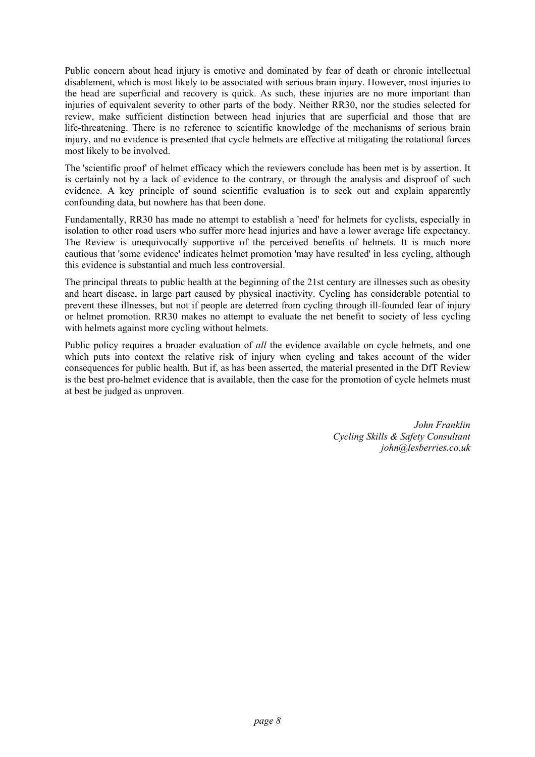Public concern about head injury is emotive and dominated by fear of death or chronic intellectual disablement, which is most likely to be associated with serious brain injury. However, most injuries to the head are superficial and recovery is quick. As such, these injuries are no more important than injuries of equivalent severity to other parts of the body. Neither RR30, nor the studies selected for review, make sufficient distinction between head injuries that are superficial and those that are life-threatening. There is no reference to scientific knowledge of the mechanisms of serious brain injury, and no evidence is presented that cycle helmets are effective at mitigating the rotational forces most likely to be involved.

The 'scientific proof' of helmet efficacy which the reviewers conclude has been met is by assertion. It is certainly not by a lack of evidence to the contrary, or through the analysis and disproof of such evidence. A key principle of sound scientific evaluation is to seek out and explain apparently confounding data, but nowhere has that been done.

Fundamentally, RR30 has made no attempt to establish a 'need' for helmets for cyclists, especially in isolation to other road users who suffer more head injuries and have a lower average life expectancy. The Review is unequivocally supportive of the perceived benefits of helmets. It is much more cautious that 'some evidence' indicates helmet promotion 'may have resulted' in less cycling, although this evidence is substantial and much less controversial.

The principal threats to public health at the beginning of the 21st century are illnesses such as obesity and heart disease, in large part caused by physical inactivity. Cycling has considerable potential to prevent these illnesses, but not if people are deterred from cycling through ill-founded fear of injury or helmet promotion. RR30 makes no attempt to evaluate the net benefit to society of less cycling with helmets against more cycling without helmets.

Public policy requires a broader evaluation of *all* the evidence available on cycle helmets, and one which puts into context the relative risk of injury when cycling and takes account of the wider consequences for public health. But if, as has been asserted, the material presented in the DfT Review is the best pro-helmet evidence that is available, then the case for the promotion of cycle helmets must at best be judged as unproven.

*John Franklin*
*Cycling Skills & Safety Consultant*
*john@lesberries.co.uk*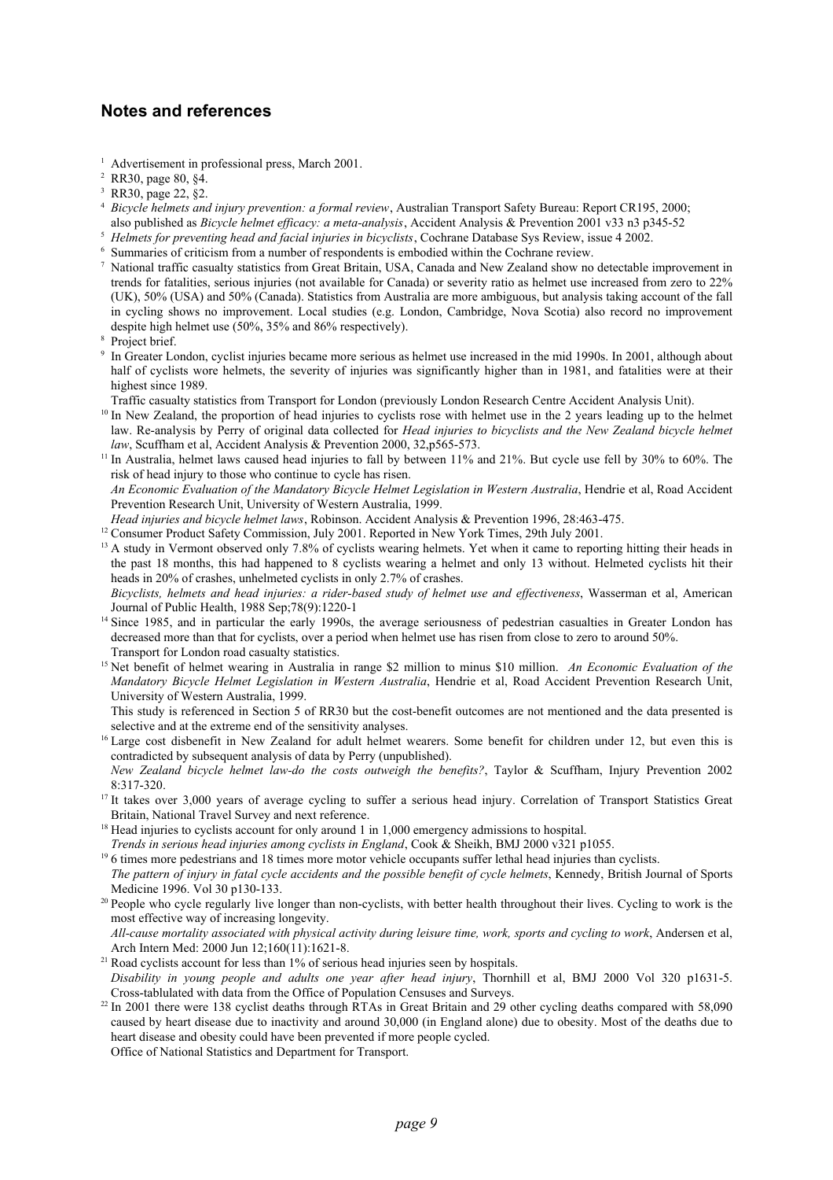## Notes and references

[1] Advertisement in professional press, March 2001.

[2] RR30, page 80, §4.

[3] RR30, page 22, §2.

[4] *Bicycle helmets and injury prevention: a formal review*, Australian Transport Safety Bureau: Report CR195, 2000; also published as *Bicycle helmet efficacy: a meta-analysis*, Accident Analysis & Prevention 2001 v33 n3 p345-52

[5] *Helmets for preventing head and facial injuries in bicyclists*, Cochrane Database Sys Review, issue 4 2002.

[6] Summaries of criticism from a number of respondents is embodied within the Cochrane review.

[7] National traffic casualty statistics from Great Britain, USA, Canada and New Zealand show no detectable improvement in trends for fatalities, serious injuries (not available for Canada) or severity ratio as helmet use increased from zero to 22% (UK), 50% (USA) and 50% (Canada). Statistics from Australia are more ambiguous, but analysis taking account of the fall in cycling shows no improvement. Local studies (e.g. London, Cambridge, Nova Scotia) also record no improvement despite high helmet use (50%, 35% and 86% respectively).

[8] Project brief.

[9] In Greater London, cyclist injuries became more serious as helmet use increased in the mid 1990s. In 2001, although about half of cyclists wore helmets, the severity of injuries was significantly higher than in 1981, and fatalities were at their highest since 1989.
Traffic casualty statistics from Transport for London (previously London Research Centre Accident Analysis Unit).

[10] In New Zealand, the proportion of head injuries to cyclists rose with helmet use in the 2 years leading up to the helmet law. Re-analysis by Perry of original data collected for *Head injuries to bicyclists and the New Zealand bicycle helmet law*, Scuffham et al, Accident Analysis & Prevention 2000, 32,p565-573.

[11] In Australia, helmet laws caused head injuries to fall by between 11% and 21%. But cycle use fell by 30% to 60%. The risk of head injury to those who continue to cycle has risen.
*An Economic Evaluation of the Mandatory Bicycle Helmet Legislation in Western Australia*, Hendrie et al, Road Accident Prevention Research Unit, University of Western Australia, 1999.
*Head injuries and bicycle helmet laws*, Robinson. Accident Analysis & Prevention 1996, 28:463-475.

[12] Consumer Product Safety Commission, July 2001. Reported in New York Times, 29th July 2001.

[13] A study in Vermont observed only 7.8% of cyclists wearing helmets. Yet when it came to reporting hitting their heads in the past 18 months, this had happened to 8 cyclists wearing a helmet and only 13 without. Helmeted cyclists hit their heads in 20% of crashes, unhelmeted cyclists in only 2.7% of crashes.
*Bicyclists, helmets and head injuries: a rider-based study of helmet use and effectiveness*, Wasserman et al, American Journal of Public Health, 1988 Sep;78(9):1220-1

[14] Since 1985, and in particular the early 1990s, the average seriousness of pedestrian casualties in Greater London has decreased more than that for cyclists, over a period when helmet use has risen from close to zero to around 50%.
Transport for London road casualty statistics.

[15] Net benefit of helmet wearing in Australia in range $2 million to minus $10 million. *An Economic Evaluation of the Mandatory Bicycle Helmet Legislation in Western Australia*, Hendrie et al, Road Accident Prevention Research Unit, University of Western Australia, 1999.
This study is referenced in Section 5 of RR30 but the cost-benefit outcomes are not mentioned and the data presented is selective and at the extreme end of the sensitivity analyses.

[16] Large cost disbenefit in New Zealand for adult helmet wearers. Some benefit for children under 12, but even this is contradicted by subsequent analysis of data by Perry (unpublished).
*New Zealand bicycle helmet law-do the costs outweigh the benefits?*, Taylor & Scuffham, Injury Prevention 2002 8:317-320.

[17] It takes over 3,000 years of average cycling to suffer a serious head injury. Correlation of Transport Statistics Great Britain, National Travel Survey and next reference.

[18] Head injuries to cyclists account for only around 1 in 1,000 emergency admissions to hospital.
*Trends in serious head injuries among cyclists in England*, Cook & Sheikh, BMJ 2000 v321 p1055.

[19] 6 times more pedestrians and 18 times more motor vehicle occupants suffer lethal head injuries than cyclists.
*The pattern of injury in fatal cycle accidents and the possible benefit of cycle helmets*, Kennedy, British Journal of Sports Medicine 1996. Vol 30 p130-133.

[20] People who cycle regularly live longer than non-cyclists, with better health throughout their lives. Cycling to work is the most effective way of increasing longevity.
*All-cause mortality associated with physical activity during leisure time, work, sports and cycling to work*, Andersen et al, Arch Intern Med: 2000 Jun 12;160(11):1621-8.

[21] Road cyclists account for less than 1% of serious head injuries seen by hospitals.
*Disability in young people and adults one year after head injury*, Thornhill et al, BMJ 2000 Vol 320 p1631-5. Cross-tablulated with data from the Office of Population Censuses and Surveys.

[22] In 2001 there were 138 cyclist deaths through RTAs in Great Britain and 29 other cycling deaths compared with 58,090 caused by heart disease due to inactivity and around 30,000 (in England alone) due to obesity. Most of the deaths due to heart disease and obesity could have been prevented if more people cycled.
Office of National Statistics and Department for Transport.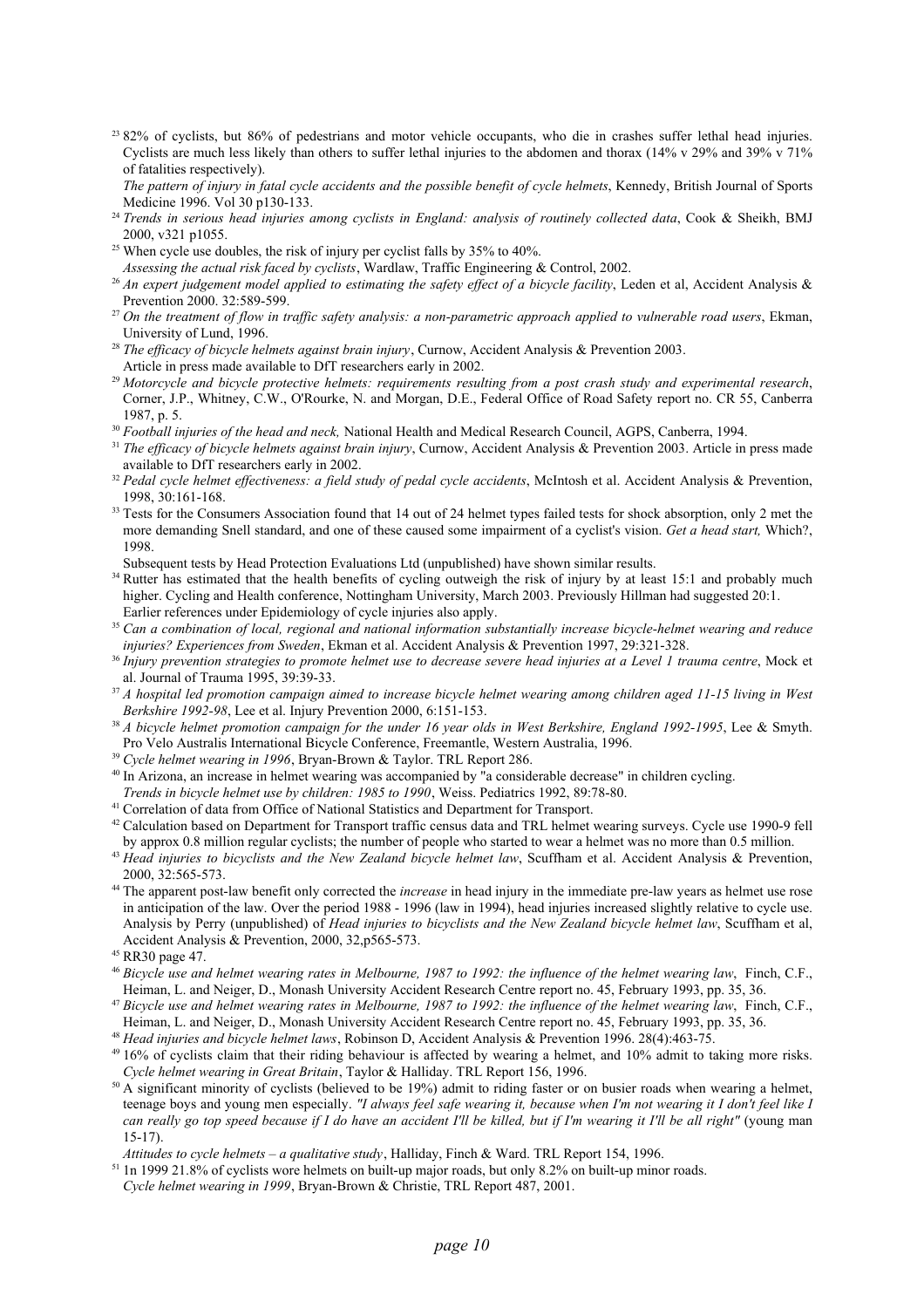[23] 82% of cyclists, but 86% of pedestrians and motor vehicle occupants, who die in crashes suffer lethal head injuries. Cyclists are much less likely than others to suffer lethal injuries to the abdomen and thorax (14% v 29% and 39% v 71% of fatalities respectively).
*The pattern of injury in fatal cycle accidents and the possible benefit of cycle helmets*, Kennedy, British Journal of Sports Medicine 1996. Vol 30 p130-133.

[24] *Trends in serious head injuries among cyclists in England: analysis of routinely collected data*, Cook & Sheikh, BMJ 2000, v321 p1055.

[25] When cycle use doubles, the risk of injury per cyclist falls by 35% to 40%.
*Assessing the actual risk faced by cyclists*, Wardlaw, Traffic Engineering & Control, 2002.

[26] *An expert judgement model applied to estimating the safety effect of a bicycle facility*, Leden et al, Accident Analysis & Prevention 2000. 32:589-599.

[27] *On the treatment of flow in traffic safety analysis: a non-parametric approach applied to vulnerable road users*, Ekman, University of Lund, 1996.

[28] *The efficacy of bicycle helmets against brain injury*, Curnow, Accident Analysis & Prevention 2003.
Article in press made available to DfT researchers early in 2002.

[29] *Motorcycle and bicycle protective helmets: requirements resulting from a post crash study and experimental research*, Corner, J.P., Whitney, C.W., O'Rourke, N. and Morgan, D.E., Federal Office of Road Safety report no. CR 55, Canberra 1987, p. 5.

[30] *Football injuries of the head and neck,* National Health and Medical Research Council, AGPS, Canberra, 1994.

[31] *The efficacy of bicycle helmets against brain injury*, Curnow, Accident Analysis & Prevention 2003. Article in press made available to DfT researchers early in 2002.

[32] *Pedal cycle helmet effectiveness: a field study of pedal cycle accidents*, McIntosh et al. Accident Analysis & Prevention, 1998, 30:161-168.

[33] Tests for the Consumers Association found that 14 out of 24 helmet types failed tests for shock absorption, only 2 met the more demanding Snell standard, and one of these caused some impairment of a cyclist's vision. *Get a head start,* Which?, 1998.
Subsequent tests by Head Protection Evaluations Ltd (unpublished) have shown similar results.

[34] Rutter has estimated that the health benefits of cycling outweigh the risk of injury by at least 15:1 and probably much higher. Cycling and Health conference, Nottingham University, March 2003. Previously Hillman had suggested 20:1.
Earlier references under Epidemiology of cycle injuries also apply.

[35] *Can a combination of local, regional and national information substantially increase bicycle-helmet wearing and reduce injuries? Experiences from Sweden*, Ekman et al. Accident Analysis & Prevention 1997, 29:321-328.

[36] *Injury prevention strategies to promote helmet use to decrease severe head injuries at a Level 1 trauma centre*, Mock et al. Journal of Trauma 1995, 39:39-33.

[37] *A hospital led promotion campaign aimed to increase bicycle helmet wearing among children aged 11-15 living in West Berkshire 1992-98*, Lee et al. Injury Prevention 2000, 6:151-153.

[38] *A bicycle helmet promotion campaign for the under 16 year olds in West Berkshire, England 1992-1995*, Lee & Smyth. Pro Velo Australis International Bicycle Conference, Freemantle, Western Australia, 1996.

[39] *Cycle helmet wearing in 1996*, Bryan-Brown & Taylor. TRL Report 286.

[40] In Arizona, an increase in helmet wearing was accompanied by "a considerable decrease" in children cycling.
*Trends in bicycle helmet use by children: 1985 to 1990*, Weiss. Pediatrics 1992, 89:78-80.

[41] Correlation of data from Office of National Statistics and Department for Transport.

[42] Calculation based on Department for Transport traffic census data and TRL helmet wearing surveys. Cycle use 1990-9 fell by approx 0.8 million regular cyclists; the number of people who started to wear a helmet was no more than 0.5 million.

[43] *Head injuries to bicyclists and the New Zealand bicycle helmet law*, Scuffham et al. Accident Analysis & Prevention, 2000, 32:565-573.

[44] The apparent post-law benefit only corrected the *increase* in head injury in the immediate pre-law years as helmet use rose in anticipation of the law. Over the period 1988 - 1996 (law in 1994), head injuries increased slightly relative to cycle use. Analysis by Perry (unpublished) of *Head injuries to bicyclists and the New Zealand bicycle helmet law*, Scuffham et al, Accident Analysis & Prevention, 2000, 32,p565-573.

[45] RR30 page 47.

[46] *Bicycle use and helmet wearing rates in Melbourne, 1987 to 1992: the influence of the helmet wearing law*, Finch, C.F., Heiman, L. and Neiger, D., Monash University Accident Research Centre report no. 45, February 1993, pp. 35, 36.

[47] *Bicycle use and helmet wearing rates in Melbourne, 1987 to 1992: the influence of the helmet wearing law*, Finch, C.F., Heiman, L. and Neiger, D., Monash University Accident Research Centre report no. 45, February 1993, pp. 35, 36.

[48] *Head injuries and bicycle helmet laws*, Robinson D, Accident Analysis & Prevention 1996. 28(4):463-75.

[49] 16% of cyclists claim that their riding behaviour is affected by wearing a helmet, and 10% admit to taking more risks. *Cycle helmet wearing in Great Britain*, Taylor & Halliday. TRL Report 156, 1996.

[50] A significant minority of cyclists (believed to be 19%) admit to riding faster or on busier roads when wearing a helmet, teenage boys and young men especially. *"I always feel safe wearing it, because when I'm not wearing it I don't feel like I can really go top speed because if I do have an accident I'll be killed, but if I'm wearing it I'll be all right"* (young man 15-17).
*Attitudes to cycle helmets – a qualitative study*, Halliday, Finch & Ward. TRL Report 154, 1996.

[51] 1n 1999 21.8% of cyclists wore helmets on built-up major roads, but only 8.2% on built-up minor roads.
*Cycle helmet wearing in 1999*, Bryan-Brown & Christie, TRL Report 487, 2001.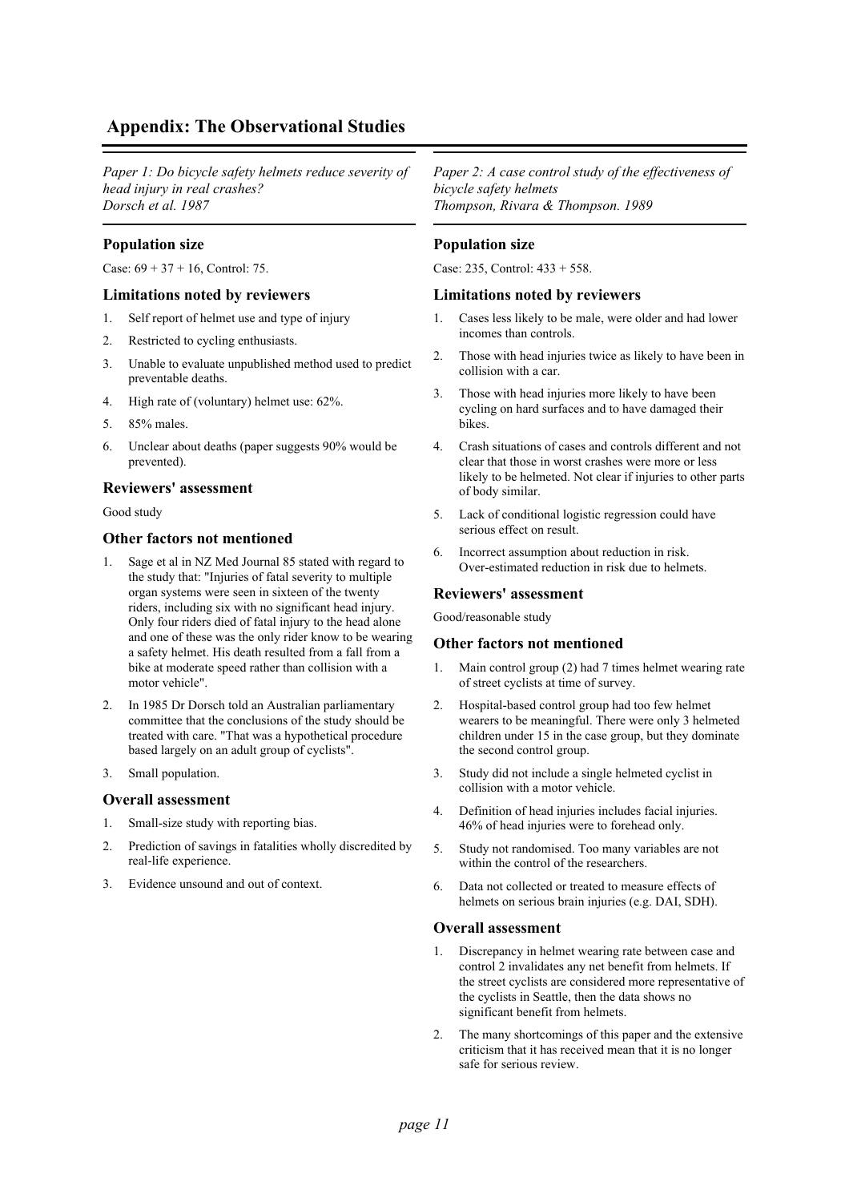# Appendix: The Observational Studies

*Paper 1: Do bicycle safety helmets reduce severity of head injury in real crashes?*
*Dorsch et al. 1987*

### Population size

Case: 69 + 37 + 16, Control: 75.

### Limitations noted by reviewers

1. Self report of helmet use and type of injury
2. Restricted to cycling enthusiasts.
3. Unable to evaluate unpublished method used to predict preventable deaths.
4. High rate of (voluntary) helmet use: 62%.
5. 85% males.
6. Unclear about deaths (paper suggests 90% would be prevented).

### Reviewers' assessment

Good study

### Other factors not mentioned

1. Sage et al in NZ Med Journal 85 stated with regard to the study that: "Injuries of fatal severity to multiple organ systems were seen in sixteen of the twenty riders, including six with no significant head injury. Only four riders died of fatal injury to the head alone and one of these was the only rider know to be wearing a safety helmet. His death resulted from a fall from a bike at moderate speed rather than collision with a motor vehicle".
2. In 1985 Dr Dorsch told an Australian parliamentary committee that the conclusions of the study should be treated with care. "That was a hypothetical procedure based largely on an adult group of cyclists".
3. Small population.

### Overall assessment

1. Small-size study with reporting bias.
2. Prediction of savings in fatalities wholly discredited by real-life experience.
3. Evidence unsound and out of context.

---

*Paper 2: A case control study of the effectiveness of bicycle safety helmets*
*Thompson, Rivara & Thompson. 1989*

### Population size

Case: 235, Control: 433 + 558.

### Limitations noted by reviewers

1. Cases less likely to be male, were older and had lower incomes than controls.
2. Those with head injuries twice as likely to have been in collision with a car.
3. Those with head injuries more likely to have been cycling on hard surfaces and to have damaged their bikes.
4. Crash situations of cases and controls different and not clear that those in worst crashes were more or less likely to be helmeted. Not clear if injuries to other parts of body similar.
5. Lack of conditional logistic regression could have serious effect on result.
6. Incorrect assumption about reduction in risk. Over-estimated reduction in risk due to helmets.

### Reviewers' assessment

Good/reasonable study

### Other factors not mentioned

1. Main control group (2) had 7 times helmet wearing rate of street cyclists at time of survey.
2. Hospital-based control group had too few helmet wearers to be meaningful. There were only 3 helmeted children under 15 in the case group, but they dominate the second control group.
3. Study did not include a single helmeted cyclist in collision with a motor vehicle.
4. Definition of head injuries includes facial injuries. 46% of head injuries were to forehead only.
5. Study not randomised. Too many variables are not within the control of the researchers.
6. Data not collected or treated to measure effects of helmets on serious brain injuries (e.g. DAI, SDH).

### Overall assessment

1. Discrepancy in helmet wearing rate between case and control 2 invalidates any net benefit from helmets. If the street cyclists are considered more representative of the cyclists in Seattle, then the data shows no significant benefit from helmets.
2. The many shortcomings of this paper and the extensive criticism that it has received mean that it is no longer safe for serious review.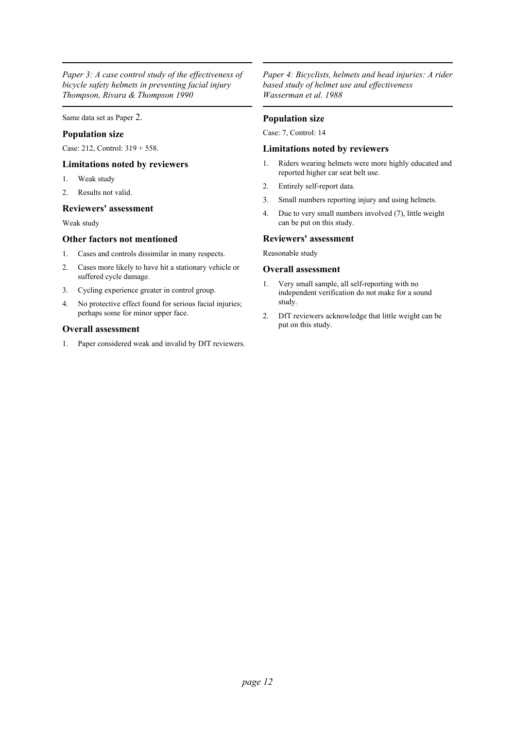*Paper 3: A case control study of the effectiveness of bicycle safety helmets in preventing facial injury Thompson, Rivara & Thompson 1990*

Same data set as Paper 2.

### Population size

Case: 212, Control: 319 + 558.

### Limitations noted by reviewers

1. Weak study
2. Results not valid.

### Reviewers' assessment

Weak study

### Other factors not mentioned

1. Cases and controls dissimilar in many respects.
2. Cases more likely to have hit a stationary vehicle or suffered cycle damage.
3. Cycling experience greater in control group.
4. No protective effect found for serious facial injuries; perhaps some for minor upper face.

### Overall assessment

1. Paper considered weak and invalid by DfT reviewers.

*Paper 4: Bicyclists, helmets and head injuries: A rider based study of helmet use and effectiveness Wasserman et al. 1988*

### Population size

Case: 7, Control: 14

### Limitations noted by reviewers

1. Riders wearing helmets were more highly educated and reported higher car seat belt use.
2. Entirely self-report data.
3. Small numbers reporting injury and using helmets.
4. Due to very small numbers involved (7), little weight can be put on this study.

### Reviewers' assessment

Reasonable study

### Overall assessment

1. Very small sample, all self-reporting with no independent verification do not make for a sound study.
2. DfT reviewers acknowledge that little weight can be put on this study.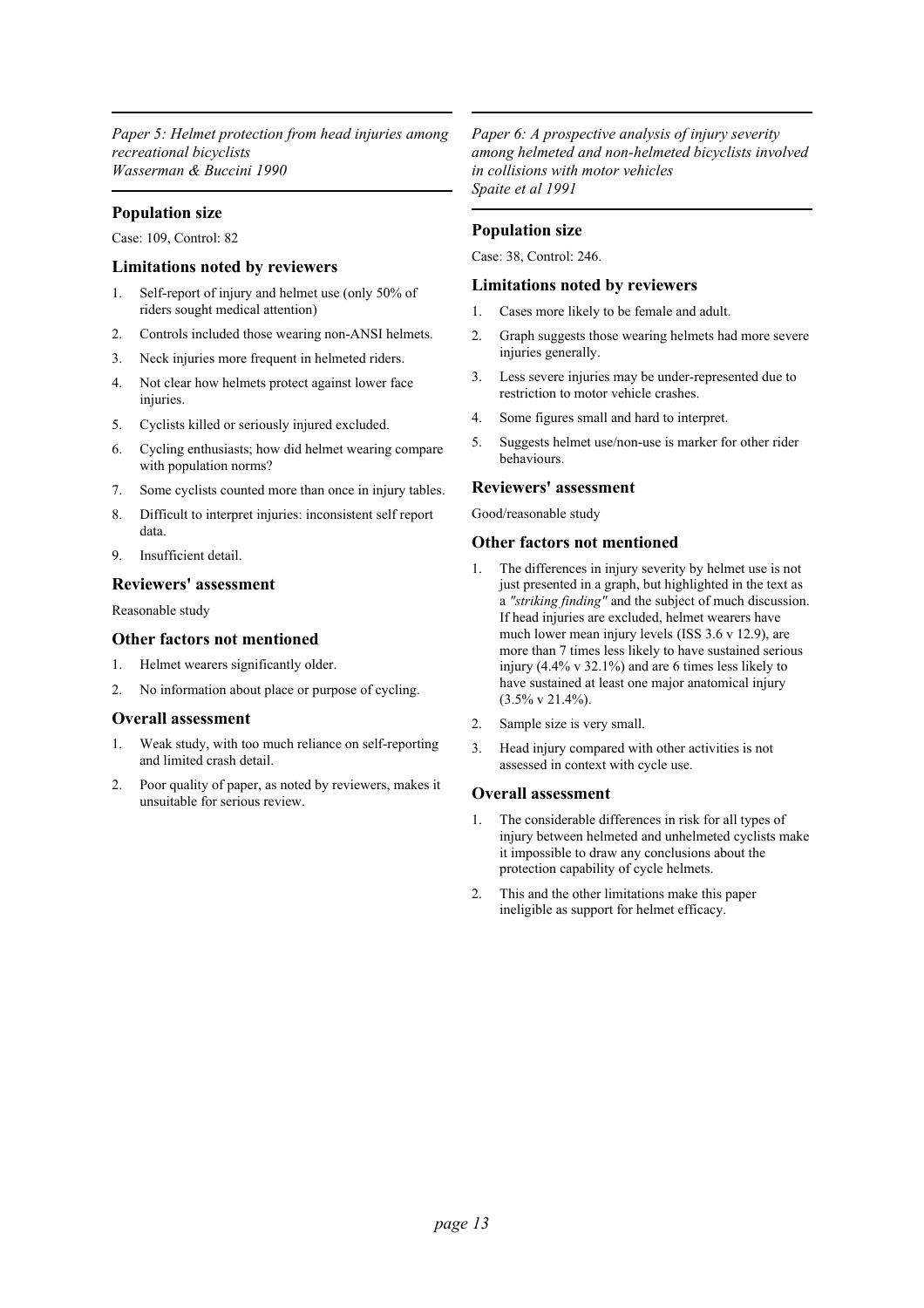*Paper 5: Helmet protection from head injuries among recreational bicyclists*
*Wasserman & Buccini 1990*

### Population size

Case: 109, Control: 82

### Limitations noted by reviewers

1. Self-report of injury and helmet use (only 50% of riders sought medical attention)
2. Controls included those wearing non-ANSI helmets.
3. Neck injuries more frequent in helmeted riders.
4. Not clear how helmets protect against lower face injuries.
5. Cyclists killed or seriously injured excluded.
6. Cycling enthusiasts; how did helmet wearing compare with population norms?
7. Some cyclists counted more than once in injury tables.
8. Difficult to interpret injuries: inconsistent self report data.
9. Insufficient detail.

### Reviewers' assessment

Reasonable study

### Other factors not mentioned

1. Helmet wearers significantly older.
2. No information about place or purpose of cycling.

### Overall assessment

1. Weak study, with too much reliance on self-reporting and limited crash detail.
2. Poor quality of paper, as noted by reviewers, makes it unsuitable for serious review.

*Paper 6: A prospective analysis of injury severity among helmeted and non-helmeted bicyclists involved in collisions with motor vehicles*
*Spaite et al 1991*

### Population size

Case: 38, Control: 246.

### Limitations noted by reviewers

1. Cases more likely to be female and adult.
2. Graph suggests those wearing helmets had more severe injuries generally.
3. Less severe injuries may be under-represented due to restriction to motor vehicle crashes.
4. Some figures small and hard to interpret.
5. Suggests helmet use/non-use is marker for other rider behaviours.

### Reviewers' assessment

Good/reasonable study

### Other factors not mentioned

1. The differences in injury severity by helmet use is not just presented in a graph, but highlighted in the text as a *"striking finding"* and the subject of much discussion. If head injuries are excluded, helmet wearers have much lower mean injury levels (ISS 3.6 v 12.9), are more than 7 times less likely to have sustained serious injury (4.4% v 32.1%) and are 6 times less likely to have sustained at least one major anatomical injury (3.5% v 21.4%).
2. Sample size is very small.
3. Head injury compared with other activities is not assessed in context with cycle use.

### Overall assessment

1. The considerable differences in risk for all types of injury between helmeted and unhelmeted cyclists make it impossible to draw any conclusions about the protection capability of cycle helmets.
2. This and the other limitations make this paper ineligible as support for helmet efficacy.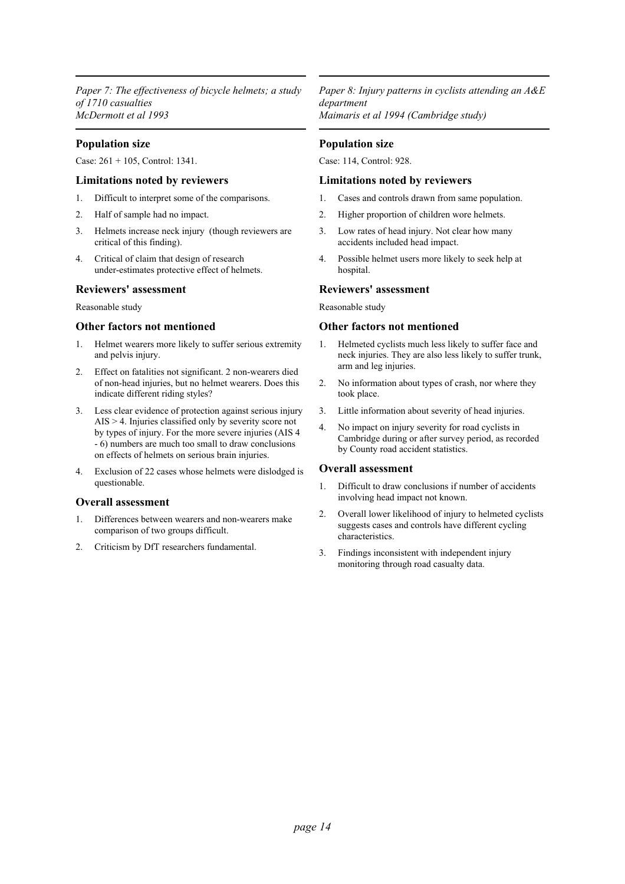*Paper 7: The effectiveness of bicycle helmets; a study of 1710 casualties*
*McDermott et al 1993*

### Population size

Case: 261 + 105, Control: 1341.

### Limitations noted by reviewers

1. Difficult to interpret some of the comparisons.
2. Half of sample had no impact.
3. Helmets increase neck injury (though reviewers are critical of this finding).
4. Critical of claim that design of research under-estimates protective effect of helmets.

### Reviewers' assessment

Reasonable study

### Other factors not mentioned

1. Helmet wearers more likely to suffer serious extremity and pelvis injury.
2. Effect on fatalities not significant. 2 non-wearers died of non-head injuries, but no helmet wearers. Does this indicate different riding styles?
3. Less clear evidence of protection against serious injury AIS > 4. Injuries classified only by severity score not by types of injury. For the more severe injuries (AIS 4 - 6) numbers are much too small to draw conclusions on effects of helmets on serious brain injuries.
4. Exclusion of 22 cases whose helmets were dislodged is questionable.

### Overall assessment

1. Differences between wearers and non-wearers make comparison of two groups difficult.
2. Criticism by DfT researchers fundamental.

*Paper 8: Injury patterns in cyclists attending an A&E department*
*Maimaris et al 1994 (Cambridge study)*

### Population size

Case: 114, Control: 928.

### Limitations noted by reviewers

1. Cases and controls drawn from same population.
2. Higher proportion of children wore helmets.
3. Low rates of head injury. Not clear how many accidents included head impact.
4. Possible helmet users more likely to seek help at hospital.

### Reviewers' assessment

Reasonable study

### Other factors not mentioned

1. Helmeted cyclists much less likely to suffer face and neck injuries. They are also less likely to suffer trunk, arm and leg injuries.
2. No information about types of crash, nor where they took place.
3. Little information about severity of head injuries.
4. No impact on injury severity for road cyclists in Cambridge during or after survey period, as recorded by County road accident statistics.

### Overall assessment

1. Difficult to draw conclusions if number of accidents involving head impact not known.
2. Overall lower likelihood of injury to helmeted cyclists suggests cases and controls have different cycling characteristics.
3. Findings inconsistent with independent injury monitoring through road casualty data.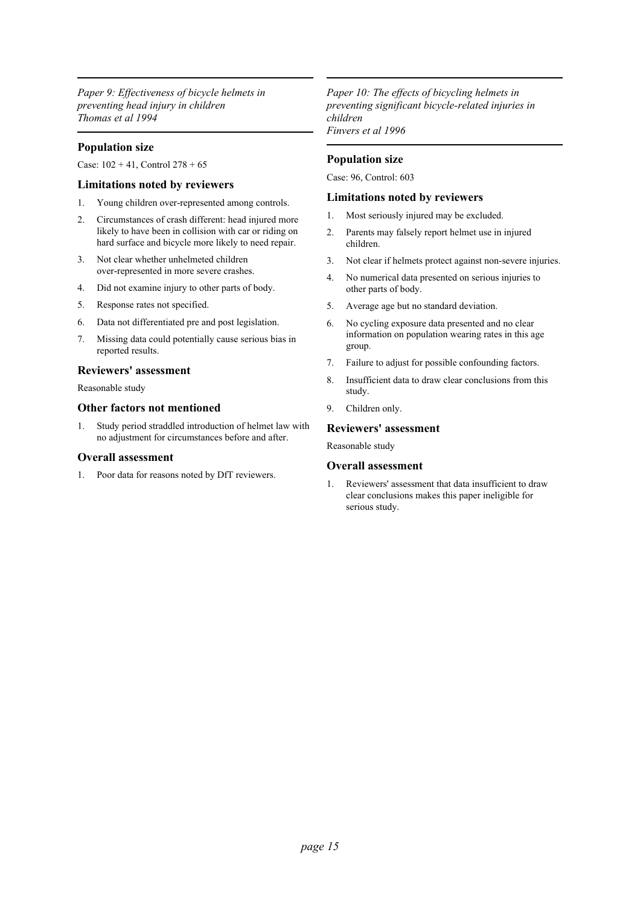*Paper 9: Effectiveness of bicycle helmets in preventing head injury in children*
*Thomas et al 1994*

### Population size

Case: 102 + 41, Control 278 + 65

### Limitations noted by reviewers

1. Young children over-represented among controls.
2. Circumstances of crash different: head injured more likely to have been in collision with car or riding on hard surface and bicycle more likely to need repair.
3. Not clear whether unhelmeted children over-represented in more severe crashes.
4. Did not examine injury to other parts of body.
5. Response rates not specified.
6. Data not differentiated pre and post legislation.
7. Missing data could potentially cause serious bias in reported results.

### Reviewers' assessment

Reasonable study

### Other factors not mentioned

1. Study period straddled introduction of helmet law with no adjustment for circumstances before and after.

### Overall assessment

1. Poor data for reasons noted by DfT reviewers.

*Paper 10: The effects of bicycling helmets in preventing significant bicycle-related injuries in children*
*Finvers et al 1996*

### Population size

Case: 96, Control: 603

### Limitations noted by reviewers

1. Most seriously injured may be excluded.
2. Parents may falsely report helmet use in injured children.
3. Not clear if helmets protect against non-severe injuries.
4. No numerical data presented on serious injuries to other parts of body.
5. Average age but no standard deviation.
6. No cycling exposure data presented and no clear information on population wearing rates in this age group.
7. Failure to adjust for possible confounding factors.
8. Insufficient data to draw clear conclusions from this study.
9. Children only.

### Reviewers' assessment

Reasonable study

### Overall assessment

1. Reviewers' assessment that data insufficient to draw clear conclusions makes this paper ineligible for serious study.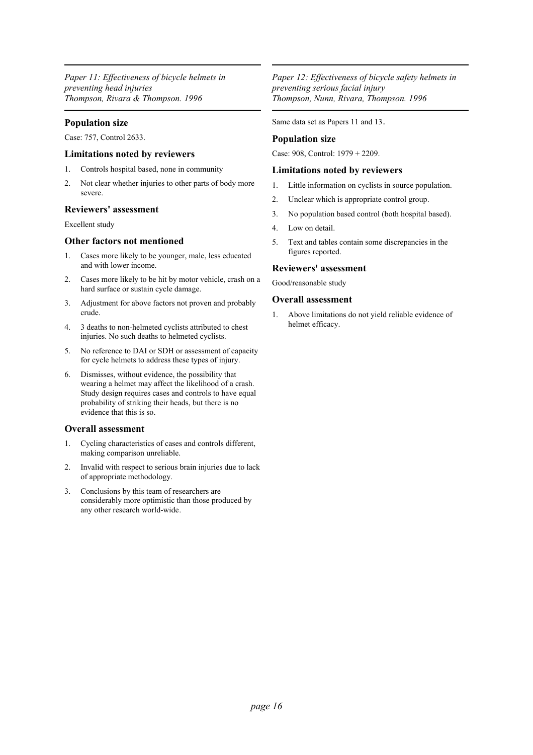*Paper 11: Effectiveness of bicycle helmets in preventing head injuries*
*Thompson, Rivara & Thompson. 1996*

### Population size

Case: 757, Control 2633.

### Limitations noted by reviewers

1. Controls hospital based, none in community
2. Not clear whether injuries to other parts of body more severe.

### Reviewers' assessment

Excellent study

### Other factors not mentioned

1. Cases more likely to be younger, male, less educated and with lower income.
2. Cases more likely to be hit by motor vehicle, crash on a hard surface or sustain cycle damage.
3. Adjustment for above factors not proven and probably crude.
4. 3 deaths to non-helmeted cyclists attributed to chest injuries. No such deaths to helmeted cyclists.
5. No reference to DAI or SDH or assessment of capacity for cycle helmets to address these types of injury.
6. Dismisses, without evidence, the possibility that wearing a helmet may affect the likelihood of a crash. Study design requires cases and controls to have equal probability of striking their heads, but there is no evidence that this is so.

### Overall assessment

1. Cycling characteristics of cases and controls different, making comparison unreliable.
2. Invalid with respect to serious brain injuries due to lack of appropriate methodology.
3. Conclusions by this team of researchers are considerably more optimistic than those produced by any other research world-wide.

---

*Paper 12: Effectiveness of bicycle safety helmets in preventing serious facial injury*
*Thompson, Nunn, Rivara, Thompson. 1996*

Same data set as Papers 11 and 13.

### Population size

Case: 908, Control: 1979 + 2209.

### Limitations noted by reviewers

1. Little information on cyclists in source population.
2. Unclear which is appropriate control group.
3. No population based control (both hospital based).
4. Low on detail.
5. Text and tables contain some discrepancies in the figures reported.

### Reviewers' assessment

Good/reasonable study

### Overall assessment

1. Above limitations do not yield reliable evidence of helmet efficacy.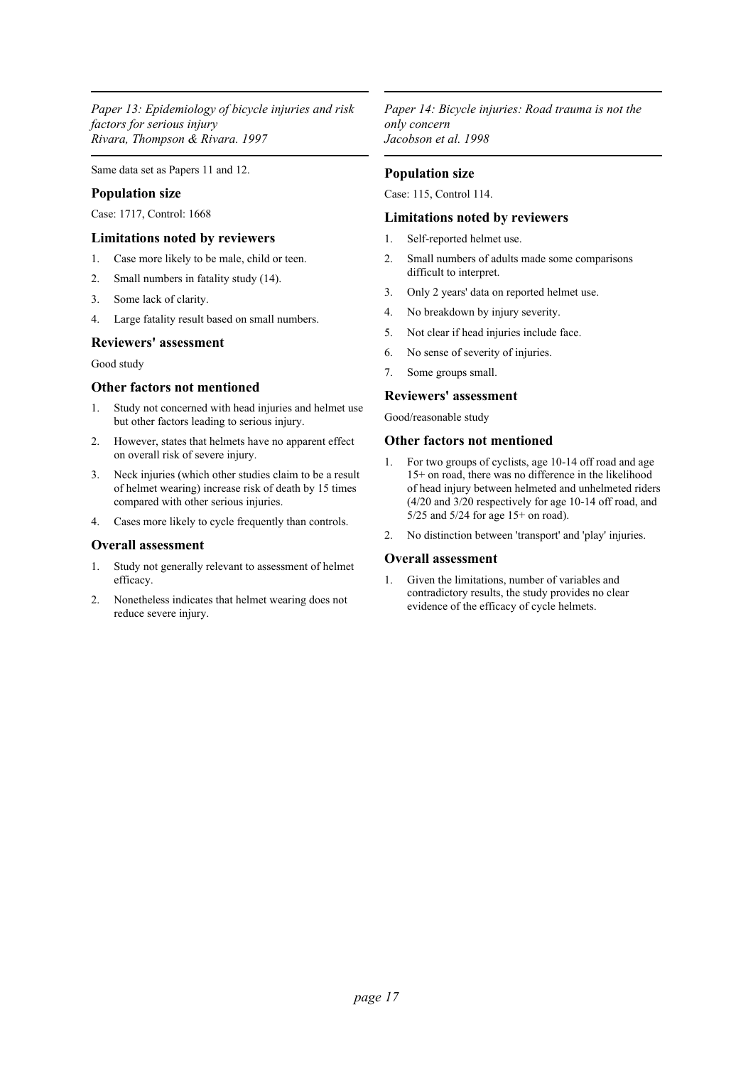*Paper 13: Epidemiology of bicycle injuries and risk factors for serious injury*
*Rivara, Thompson & Rivara. 1997*

Same data set as Papers 11 and 12.

### Population size

Case: 1717, Control: 1668

### Limitations noted by reviewers

1. Case more likely to be male, child or teen.
2. Small numbers in fatality study (14).
3. Some lack of clarity.
4. Large fatality result based on small numbers.

### Reviewers' assessment

Good study

### Other factors not mentioned

1. Study not concerned with head injuries and helmet use but other factors leading to serious injury.
2. However, states that helmets have no apparent effect on overall risk of severe injury.
3. Neck injuries (which other studies claim to be a result of helmet wearing) increase risk of death by 15 times compared with other serious injuries.
4. Cases more likely to cycle frequently than controls.

### Overall assessment

1. Study not generally relevant to assessment of helmet efficacy.
2. Nonetheless indicates that helmet wearing does not reduce severe injury.

*Paper 14: Bicycle injuries: Road trauma is not the only concern*
*Jacobson et al. 1998*

### Population size

Case: 115, Control 114.

### Limitations noted by reviewers

1. Self-reported helmet use.
2. Small numbers of adults made some comparisons difficult to interpret.
3. Only 2 years' data on reported helmet use.
4. No breakdown by injury severity.
5. Not clear if head injuries include face.
6. No sense of severity of injuries.
7. Some groups small.

### Reviewers' assessment

Good/reasonable study

### Other factors not mentioned

1. For two groups of cyclists, age 10-14 off road and age 15+ on road, there was no difference in the likelihood of head injury between helmeted and unhelmeted riders (4/20 and 3/20 respectively for age 10-14 off road, and 5/25 and 5/24 for age 15+ on road).
2. No distinction between 'transport' and 'play' injuries.

### Overall assessment

1. Given the limitations, number of variables and contradictory results, the study provides no clear evidence of the efficacy of cycle helmets.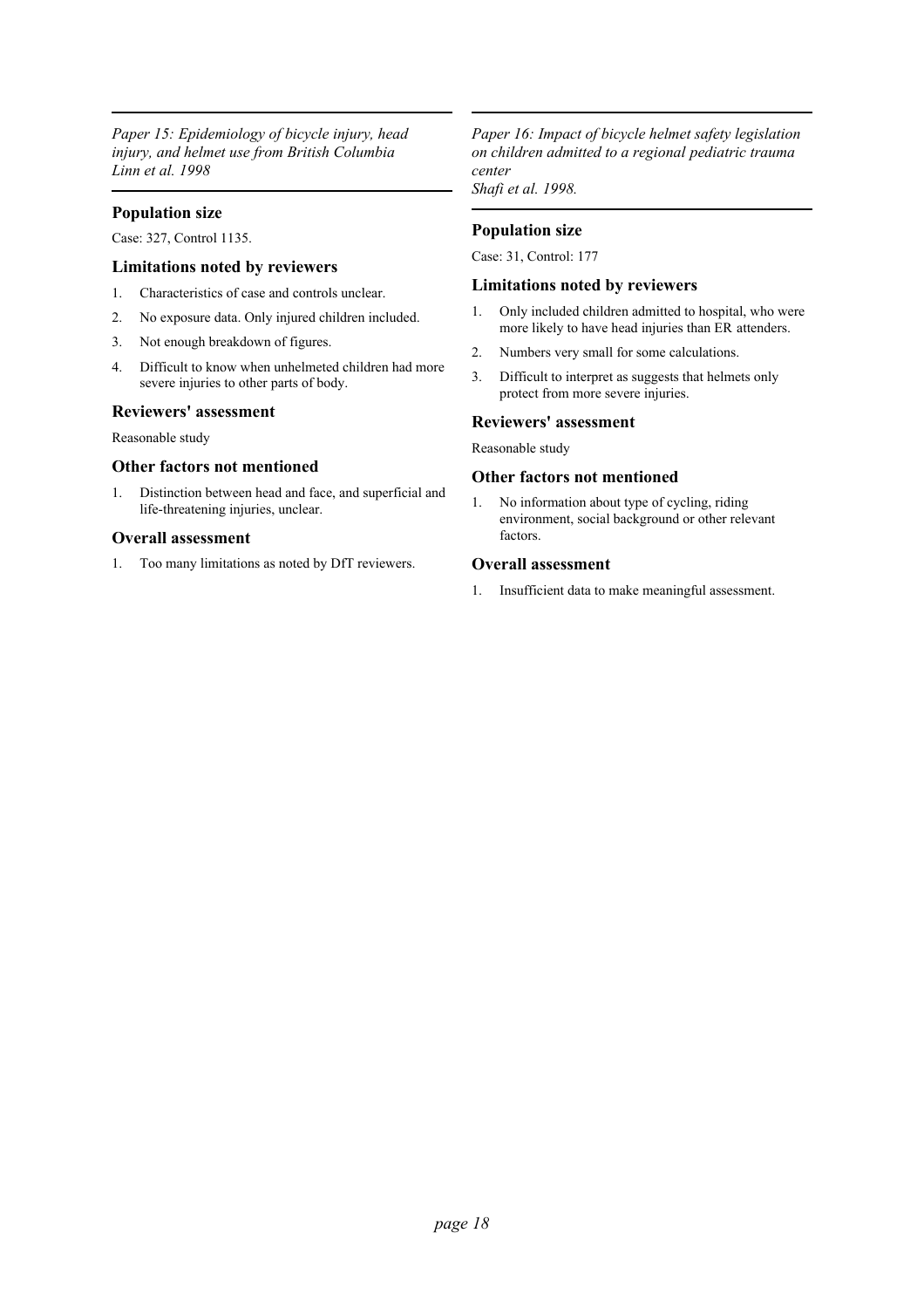*Paper 15: Epidemiology of bicycle injury, head injury, and helmet use from British Columbia*
*Linn et al. 1998*

### Population size

Case: 327, Control 1135.

### Limitations noted by reviewers

1. Characteristics of case and controls unclear.
2. No exposure data. Only injured children included.
3. Not enough breakdown of figures.
4. Difficult to know when unhelmeted children had more severe injuries to other parts of body.

### Reviewers' assessment

Reasonable study

### Other factors not mentioned

1. Distinction between head and face, and superficial and life-threatening injuries, unclear.

### Overall assessment

1. Too many limitations as noted by DfT reviewers.

*Paper 16: Impact of bicycle helmet safety legislation on children admitted to a regional pediatric trauma center*
*Shafi et al. 1998.*

### Population size

Case: 31, Control: 177

### Limitations noted by reviewers

1. Only included children admitted to hospital, who were more likely to have head injuries than ER attenders.
2. Numbers very small for some calculations.
3. Difficult to interpret as suggests that helmets only protect from more severe injuries.

### Reviewers' assessment

Reasonable study

### Other factors not mentioned

1. No information about type of cycling, riding environment, social background or other relevant factors.

### Overall assessment

1. Insufficient data to make meaningful assessment.